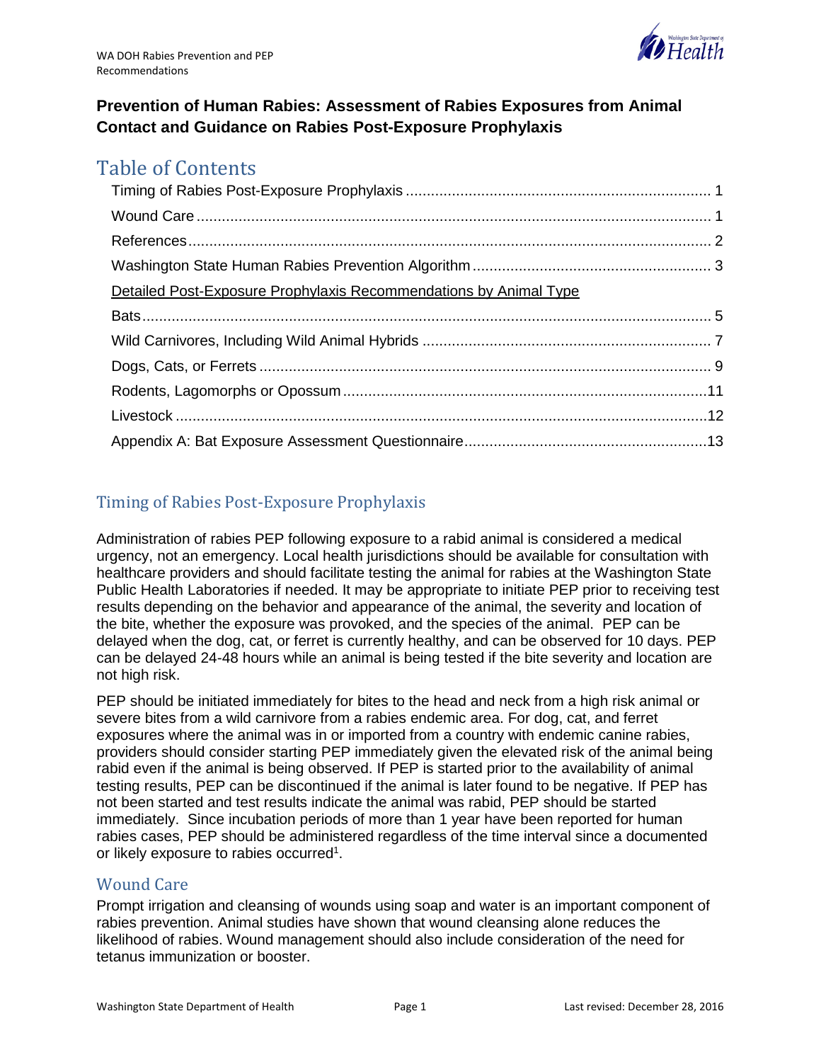# Prevention of Human Rabies: Assessment of Rabies Exposures from Animal Contact and Guidance on Rabies Post-Exposure Prophylaxis

## Table of Contents

Timing of Rabies Post-Exposure Prophylaxis ........ 1

Wound Care ........ 1

References ........ 2

Washington State Human Rabies Prevention Algorithm ........ 3

Detailed Post-Exposure Prophylaxis Recommendations by Animal Type

Bats ........ 5

Wild Carnivores, Including Wild Animal Hybrids ........ 7

Dogs, Cats, or Ferrets ........ 9

Rodents, Lagomorphs or Opossum ........ 11

Livestock ........ 12

Appendix A: Bat Exposure Assessment Questionnaire ........ 13

## Timing of Rabies Post-Exposure Prophylaxis

Administration of rabies PEP following exposure to a rabid animal is considered a medical urgency, not an emergency. Local health jurisdictions should be available for consultation with healthcare providers and should facilitate testing the animal for rabies at the Washington State Public Health Laboratories if needed. It may be appropriate to initiate PEP prior to receiving test results depending on the behavior and appearance of the animal, the severity and location of the bite, whether the exposure was provoked, and the species of the animal. PEP can be delayed when the dog, cat, or ferret is currently healthy, and can be observed for 10 days. PEP can be delayed 24-48 hours while an animal is being tested if the bite severity and location are not high risk.

PEP should be initiated immediately for bites to the head and neck from a high risk animal or severe bites from a wild carnivore from a rabies endemic area. For dog, cat, and ferret exposures where the animal was in or imported from a country with endemic canine rabies, providers should consider starting PEP immediately given the elevated risk of the animal being rabid even if the animal is being observed. If PEP is started prior to the availability of animal testing results, PEP can be discontinued if the animal is later found to be negative. If PEP has not been started and test results indicate the animal was rabid, PEP should be started immediately. Since incubation periods of more than 1 year have been reported for human rabies cases, PEP should be administered regardless of the time interval since a documented or likely exposure to rabies occurred[1].

## Wound Care

Prompt irrigation and cleansing of wounds using soap and water is an important component of rabies prevention. Animal studies have shown that wound cleansing alone reduces the likelihood of rabies. Wound management should also include consideration of the need for tetanus immunization or booster.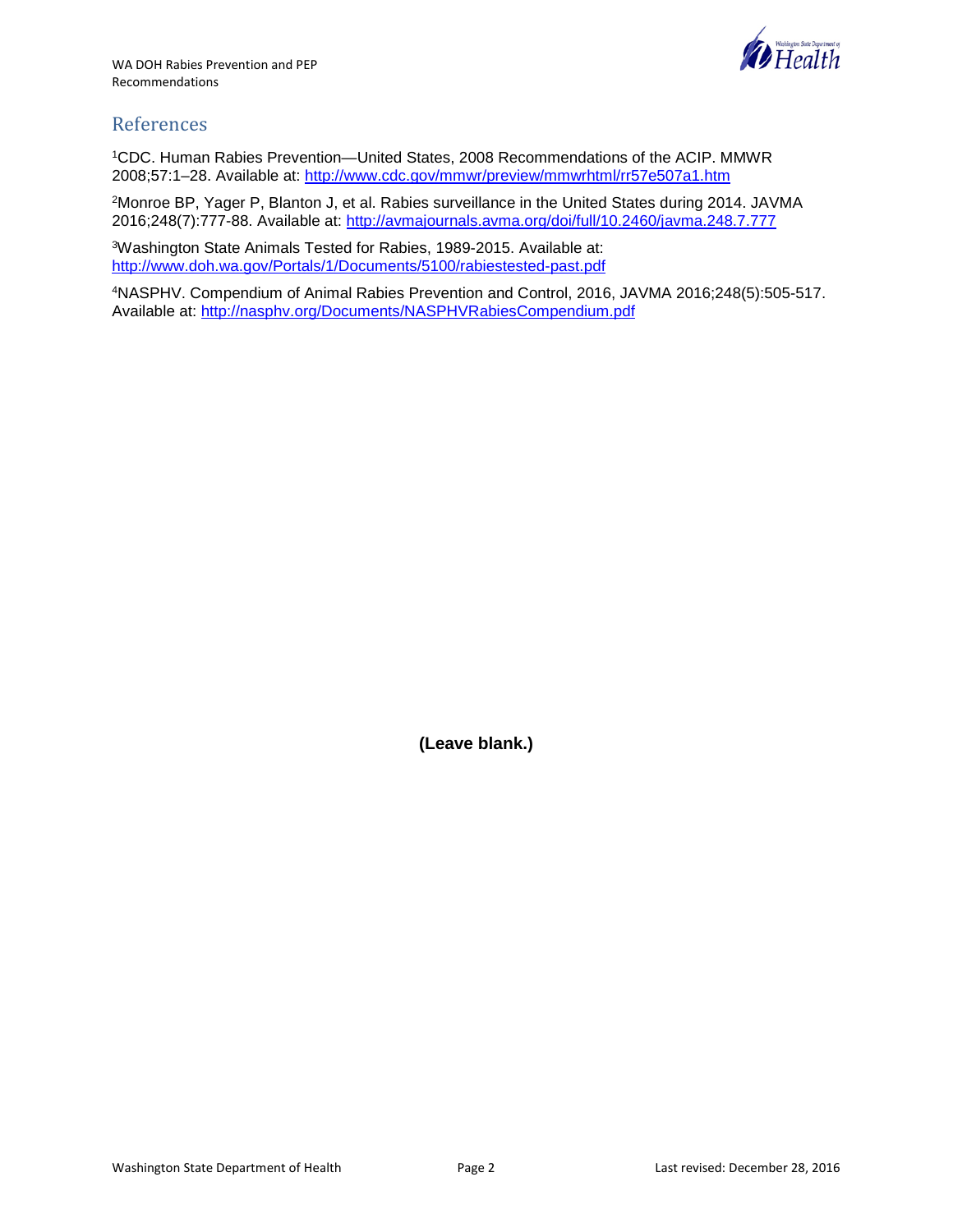## References

[1]CDC. Human Rabies Prevention—United States, 2008 Recommendations of the ACIP. MMWR 2008;57:1–28. Available at: http://www.cdc.gov/mmwr/preview/mmwrhtml/rr57e507a1.htm

[2]Monroe BP, Yager P, Blanton J, et al. Rabies surveillance in the United States during 2014. JAVMA 2016;248(7):777-88. Available at: http://avmajournals.avma.org/doi/full/10.2460/javma.248.7.777

[3]Washington State Animals Tested for Rabies, 1989-2015. Available at: http://www.doh.wa.gov/Portals/1/Documents/5100/rabiestested-past.pdf

[4]NASPHV. Compendium of Animal Rabies Prevention and Control, 2016, JAVMA 2016;248(5):505-517. Available at: http://nasphv.org/Documents/NASPHVRabiesCompendium.pdf

**(Leave blank.)**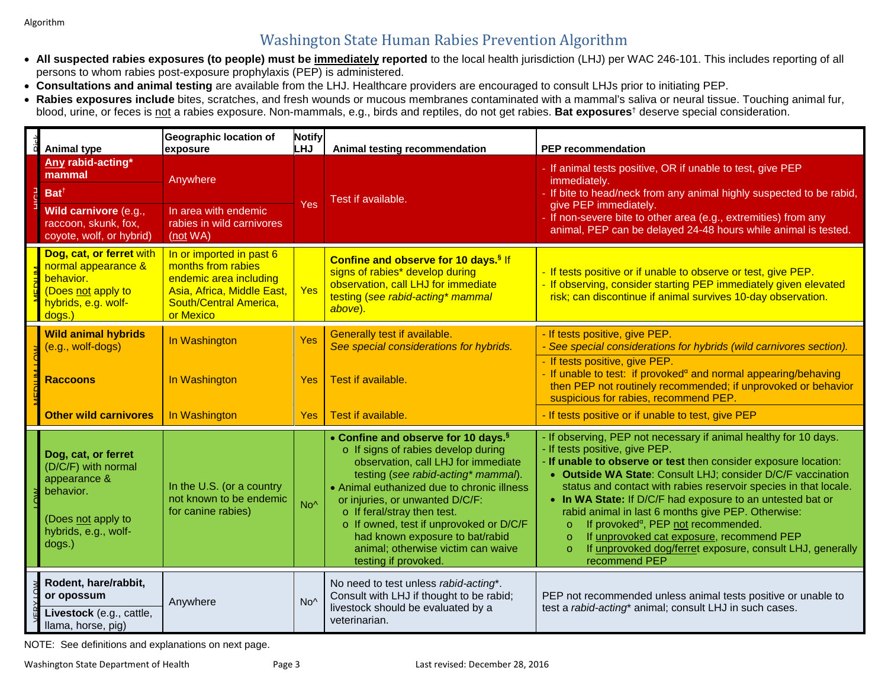Algorithm

# Washington State Human Rabies Prevention Algorithm

- **All suspected rabies exposures (to people) must be immediately reported** to the local health jurisdiction (LHJ) per WAC 246-101. This includes reporting of all persons to whom rabies post-exposure prophylaxis (PEP) is administered.
- **Consultations and animal testing** are available from the LHJ. Healthcare providers are encouraged to consult LHJs prior to initiating PEP.
- **Rabies exposures include** bites, scratches, and fresh wounds or mucous membranes contaminated with a mammal's saliva or neural tissue. Touching animal fur, blood, urine, or feces is not a rabies exposure. Non-mammals, e.g., birds and reptiles, do not get rabies. **Bat exposures**† deserve special consideration.

| Risk | Animal type | Geographic location of exposure | Notify LHJ | Animal testing recommendation | PEP recommendation |
|---|---|---|---|---|---|
| HIGH | **Any rabid-acting* mammal** | Anywhere | Yes | Test if available. | - If animal tests positive, OR if unable to test, give PEP immediately.<br>- If bite to head/neck from any animal highly suspected to be rabid, give PEP immediately.<br>- If non-severe bite to other area (e.g., extremities) from any animal, PEP can be delayed 24-48 hours while animal is tested. |
| HIGH | **Bat**† | Anywhere | Yes | Test if available. | (same as above) |
| HIGH | **Wild carnivore** (e.g., raccoon, skunk, fox, coyote, wolf, or hybrid) | In area with endemic rabies in wild carnivores (not WA) | Yes | Test if available. | (same as above) |
| MEDIUM | **Dog, cat, or ferret** with normal appearance & behavior. (Does not apply to hybrids, e.g. wolf-dogs.) | In or imported in past 6 months from rabies endemic area including Asia, Africa, Middle East, South/Central America, or Mexico | Yes | **Confine and observe for 10 days.**§ If signs of rabies* develop during observation, call LHJ for immediate testing (*see rabid-acting* mammal above*). | - If tests positive or if unable to observe or test, give PEP.<br>- If observing, consider starting PEP immediately given elevated risk; can discontinue if animal survives 10-day observation. |
| MEDIUM-LOW | **Wild animal hybrids** (e.g., wolf-dogs) | In Washington | Yes | Generally test if available.<br>*See special considerations for hybrids.* | - If tests positive, give PEP.<br>*- See special considerations for hybrids (wild carnivores section).* |
| MEDIUM-LOW | **Raccoons** | In Washington | Yes | Test if available. | - If tests positive, give PEP.<br>- If unable to test: if provoked$^{\alpha}$ and normal appearing/behaving then PEP not routinely recommended; if unprovoked or behavior suspicious for rabies, recommend PEP. |
| MEDIUM-LOW | **Other wild carnivores** | In Washington | Yes | Test if available. | - If tests positive or if unable to test, give PEP |
| LOW | **Dog, cat, or ferret** (D/C/F) with normal appearance & behavior.<br><br>(Does not apply to hybrids, e.g., wolf-dogs.) | In the U.S. (or a country not known to be endemic for canine rabies) | No^ | • **Confine and observe for 10 days.**§<br>o If signs of rabies develop during observation, call LHJ for immediate testing (*see rabid-acting* mammal*).<br>• Animal euthanized due to chronic illness or injuries, or unwanted D/C/F:<br>o If feral/stray then test.<br>o If owned, test if unprovoked or D/C/F had known exposure to bat/rabid animal; otherwise victim can waive testing if provoked. | - If observing, PEP not necessary if animal healthy for 10 days.<br>- If tests positive, give PEP.<br>- **If unable to observe or test** then consider exposure location:<br>• **Outside WA State**: Consult LHJ; consider D/C/F vaccination status and contact with rabies reservoir species in that locale.<br>• **In WA State:** If D/C/F had exposure to an untested bat or rabid animal in last 6 months give PEP. Otherwise:<br>o If provoked$^{\alpha}$, PEP not recommended.<br>o If unprovoked cat exposure, recommend PEP<br>o If unprovoked dog/ferret exposure, consult LHJ, generally recommend PEP |
| VERY LOW | **Rodent, hare/rabbit, or opossum** | Anywhere | No^ | No need to test unless *rabid-acting**. Consult with LHJ if thought to be rabid; livestock should be evaluated by a veterinarian. | PEP not recommended unless animal tests positive or unable to test a *rabid-acting** animal; consult LHJ in such cases. |
| VERY LOW | **Livestock** (e.g., cattle, llama, horse, pig) | Anywhere | No^ | (same as above) | (same as above) |

NOTE: See definitions and explanations on next page.

Washington State Department of Health — Last revised: December 28, 2016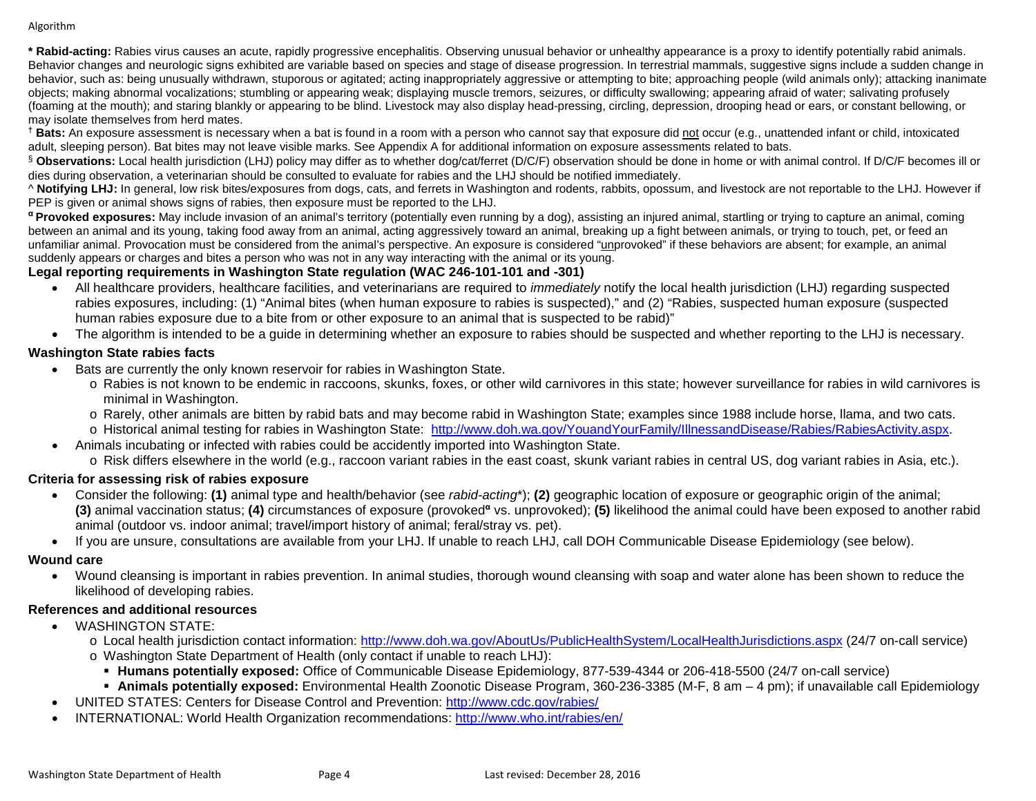Algorithm

**\* Rabid-acting:** Rabies virus causes an acute, rapidly progressive encephalitis. Observing unusual behavior or unhealthy appearance is a proxy to identify potentially rabid animals. Behavior changes and neurologic signs exhibited are variable based on species and stage of disease progression. In terrestrial mammals, suggestive signs include a sudden change in behavior, such as: being unusually withdrawn, stuporous or agitated; acting inappropriately aggressive or attempting to bite; approaching people (wild animals only); attacking inanimate objects; making abnormal vocalizations; stumbling or appearing weak; displaying muscle tremors, seizures, or difficulty swallowing; appearing afraid of water; salivating profusely (foaming at the mouth); and staring blankly or appearing to be blind. Livestock may also display head-pressing, circling, depression, drooping head or ears, or constant bellowing, or may isolate themselves from herd mates.

† **Bats:** An exposure assessment is necessary when a bat is found in a room with a person who cannot say that exposure did not occur (e.g., unattended infant or child, intoxicated adult, sleeping person). Bat bites may not leave visible marks. See Appendix A for additional information on exposure assessments related to bats.

§ **Observations:** Local health jurisdiction (LHJ) policy may differ as to whether dog/cat/ferret (D/C/F) observation should be done in home or with animal control. If D/C/F becomes ill or dies during observation, a veterinarian should be consulted to evaluate for rabies and the LHJ should be notified immediately.

^ **Notifying LHJ:** In general, low risk bites/exposures from dogs, cats, and ferrets in Washington and rodents, rabbits, opossum, and livestock are not reportable to the LHJ. However if PEP is given or animal shows signs of rabies, then exposure must be reported to the LHJ.

α **Provoked exposures:** May include invasion of an animal's territory (potentially even running by a dog), assisting an injured animal, startling or trying to capture an animal, coming between an animal and its young, taking food away from an animal, acting aggressively toward an animal, breaking up a fight between animals, or trying to touch, pet, or feed an unfamiliar animal. Provocation must be considered from the animal's perspective. An exposure is considered "unprovoked" if these behaviors are absent; for example, an animal suddenly appears or charges and bites a person who was not in any way interacting with the animal or its young.

## Legal reporting requirements in Washington State regulation (WAC 246-101-101 and -301)

- All healthcare providers, healthcare facilities, and veterinarians are required to *immediately* notify the local health jurisdiction (LHJ) regarding suspected rabies exposures, including: (1) "Animal bites (when human exposure to rabies is suspected)," and (2) "Rabies, suspected human exposure (suspected human rabies exposure due to a bite from or other exposure to an animal that is suspected to be rabid)"
- The algorithm is intended to be a guide in determining whether an exposure to rabies should be suspected and whether reporting to the LHJ is necessary.

## Washington State rabies facts

- Bats are currently the only known reservoir for rabies in Washington State.
  - Rabies is not known to be endemic in raccoons, skunks, foxes, or other wild carnivores in this state; however surveillance for rabies in wild carnivores is minimal in Washington.
  - Rarely, other animals are bitten by rabid bats and may become rabid in Washington State; examples since 1988 include horse, llama, and two cats.
  - Historical animal testing for rabies in Washington State: http://www.doh.wa.gov/YouandYourFamily/IllnessandDisease/Rabies/RabiesActivity.aspx.
- Animals incubating or infected with rabies could be accidently imported into Washington State.
  - Risk differs elsewhere in the world (e.g., raccoon variant rabies in the east coast, skunk variant rabies in central US, dog variant rabies in Asia, etc.).

## Criteria for assessing risk of rabies exposure

- Consider the following: **(1)** animal type and health/behavior (see *rabid-acting*\*); **(2)** geographic location of exposure or geographic origin of the animal; **(3)** animal vaccination status; **(4)** circumstances of exposure (provoked[α] vs. unprovoked); **(5)** likelihood the animal could have been exposed to another rabid animal (outdoor vs. indoor animal; travel/import history of animal; feral/stray vs. pet).
- If you are unsure, consultations are available from your LHJ. If unable to reach LHJ, call DOH Communicable Disease Epidemiology (see below).

## Wound care

- Wound cleansing is important in rabies prevention. In animal studies, thorough wound cleansing with soap and water alone has been shown to reduce the likelihood of developing rabies.

## References and additional resources

- WASHINGTON STATE:
  - Local health jurisdiction contact information: http://www.doh.wa.gov/AboutUs/PublicHealthSystem/LocalHealthJurisdictions.aspx (24/7 on-call service)
  - Washington State Department of Health (only contact if unable to reach LHJ):
    - **Humans potentially exposed:** Office of Communicable Disease Epidemiology, 877-539-4344 or 206-418-5500 (24/7 on-call service)
    - **Animals potentially exposed:** Environmental Health Zoonotic Disease Program, 360-236-3385 (M-F, 8 am – 4 pm); if unavailable call Epidemiology
- UNITED STATES: Centers for Disease Control and Prevention: http://www.cdc.gov/rabies/
- INTERNATIONAL: World Health Organization recommendations: http://www.who.int/rabies/en/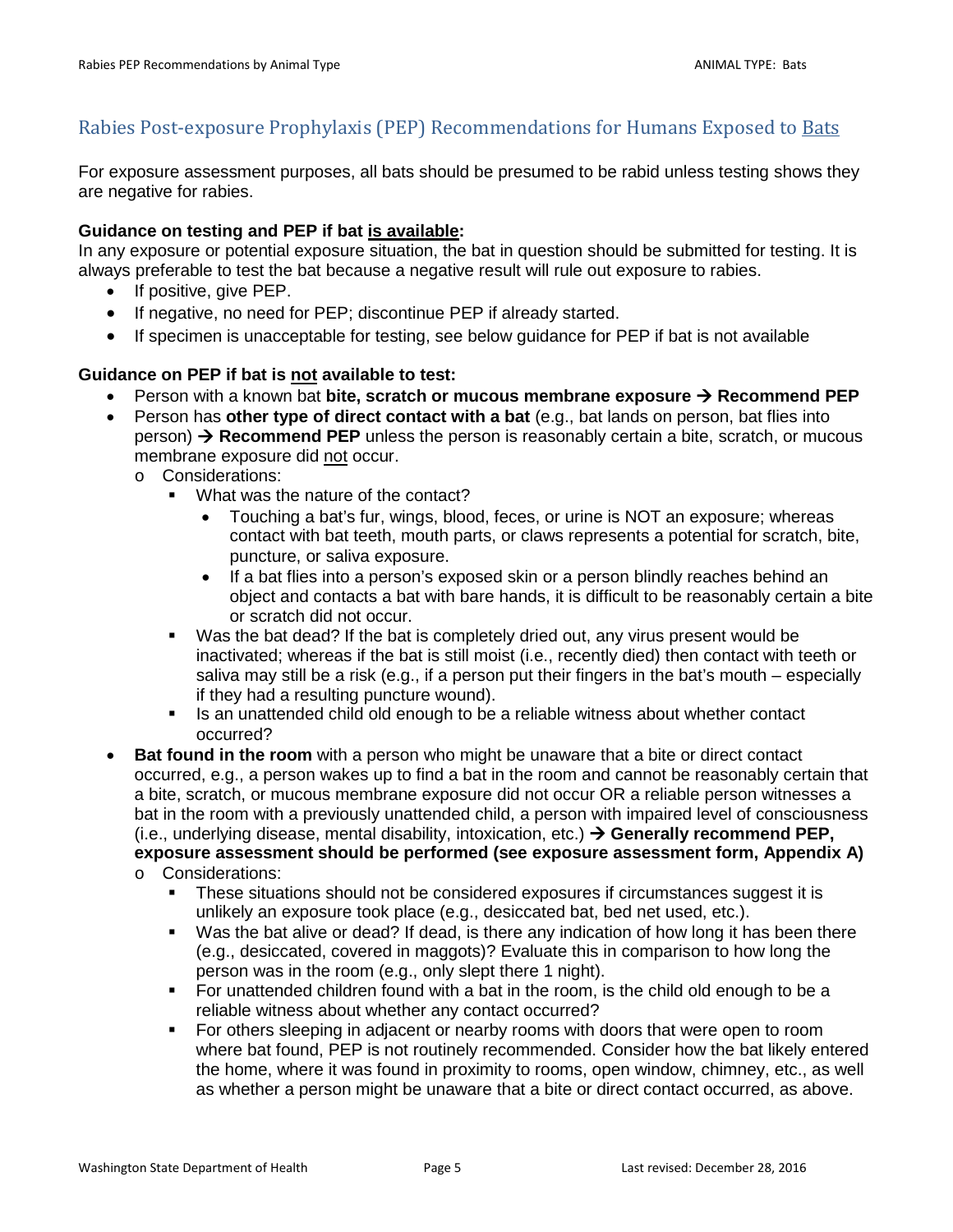## Rabies Post-exposure Prophylaxis (PEP) Recommendations for Humans Exposed to Bats

For exposure assessment purposes, all bats should be presumed to be rabid unless testing shows they are negative for rabies.

**Guidance on testing and PEP if bat is available:**
In any exposure or potential exposure situation, the bat in question should be submitted for testing. It is always preferable to test the bat because a negative result will rule out exposure to rabies.

- If positive, give PEP.
- If negative, no need for PEP; discontinue PEP if already started.
- If specimen is unacceptable for testing, see below guidance for PEP if bat is not available

**Guidance on PEP if bat is not available to test:**

- Person with a known bat **bite, scratch or mucous membrane exposure → Recommend PEP**
- Person has **other type of direct contact with a bat** (e.g., bat lands on person, bat flies into person) **→ Recommend PEP** unless the person is reasonably certain a bite, scratch, or mucous membrane exposure did not occur.
  - Considerations:
    - What was the nature of the contact?
      - Touching a bat's fur, wings, blood, feces, or urine is NOT an exposure; whereas contact with bat teeth, mouth parts, or claws represents a potential for scratch, bite, puncture, or saliva exposure.
      - If a bat flies into a person's exposed skin or a person blindly reaches behind an object and contacts a bat with bare hands, it is difficult to be reasonably certain a bite or scratch did not occur.
    - Was the bat dead? If the bat is completely dried out, any virus present would be inactivated; whereas if the bat is still moist (i.e., recently died) then contact with teeth or saliva may still be a risk (e.g., if a person put their fingers in the bat's mouth – especially if they had a resulting puncture wound).
    - Is an unattended child old enough to be a reliable witness about whether contact occurred?
- **Bat found in the room** with a person who might be unaware that a bite or direct contact occurred, e.g., a person wakes up to find a bat in the room and cannot be reasonably certain that a bite, scratch, or mucous membrane exposure did not occur OR a reliable person witnesses a bat in the room with a previously unattended child, a person with impaired level of consciousness (i.e., underlying disease, mental disability, intoxication, etc.) **→ Generally recommend PEP, exposure assessment should be performed (see exposure assessment form, Appendix A)**
  - Considerations:
    - These situations should not be considered exposures if circumstances suggest it is unlikely an exposure took place (e.g., desiccated bat, bed net used, etc.).
    - Was the bat alive or dead? If dead, is there any indication of how long it has been there (e.g., desiccated, covered in maggots)? Evaluate this in comparison to how long the person was in the room (e.g., only slept there 1 night).
    - For unattended children found with a bat in the room, is the child old enough to be a reliable witness about whether any contact occurred?
    - For others sleeping in adjacent or nearby rooms with doors that were open to room where bat found, PEP is not routinely recommended. Consider how the bat likely entered the home, where it was found in proximity to rooms, open window, chimney, etc., as well as whether a person might be unaware that a bite or direct contact occurred, as above.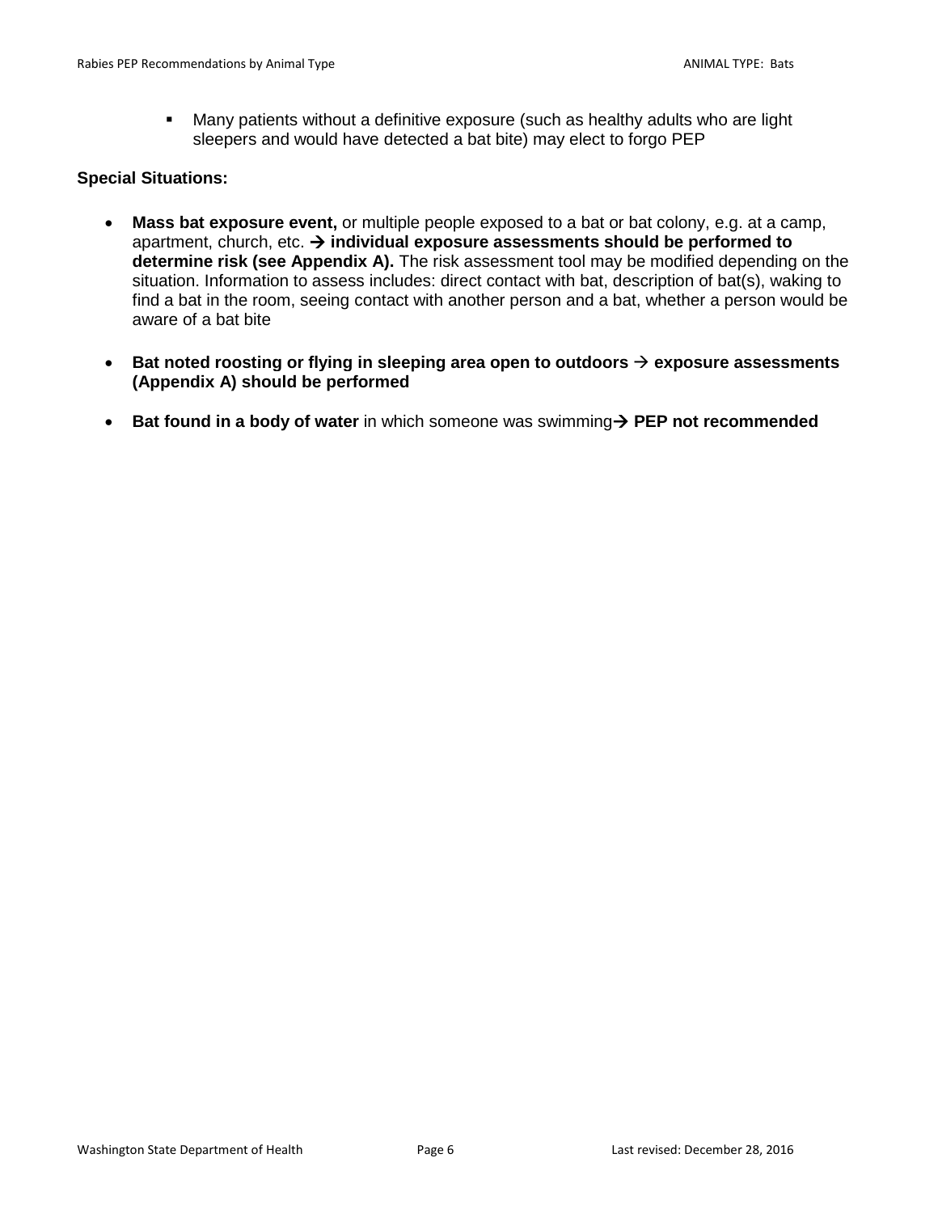- Many patients without a definitive exposure (such as healthy adults who are light sleepers and would have detected a bat bite) may elect to forgo PEP

**Special Situations:**

- **Mass bat exposure event,** or multiple people exposed to a bat or bat colony, e.g. at a camp, apartment, church, etc. → **individual exposure assessments should be performed to determine risk (see Appendix A).** The risk assessment tool may be modified depending on the situation. Information to assess includes: direct contact with bat, description of bat(s), waking to find a bat in the room, seeing contact with another person and a bat, whether a person would be aware of a bat bite

- **Bat noted roosting or flying in sleeping area open to outdoors → exposure assessments (Appendix A) should be performed**

- **Bat found in a body of water** in which someone was swimming→ **PEP not recommended**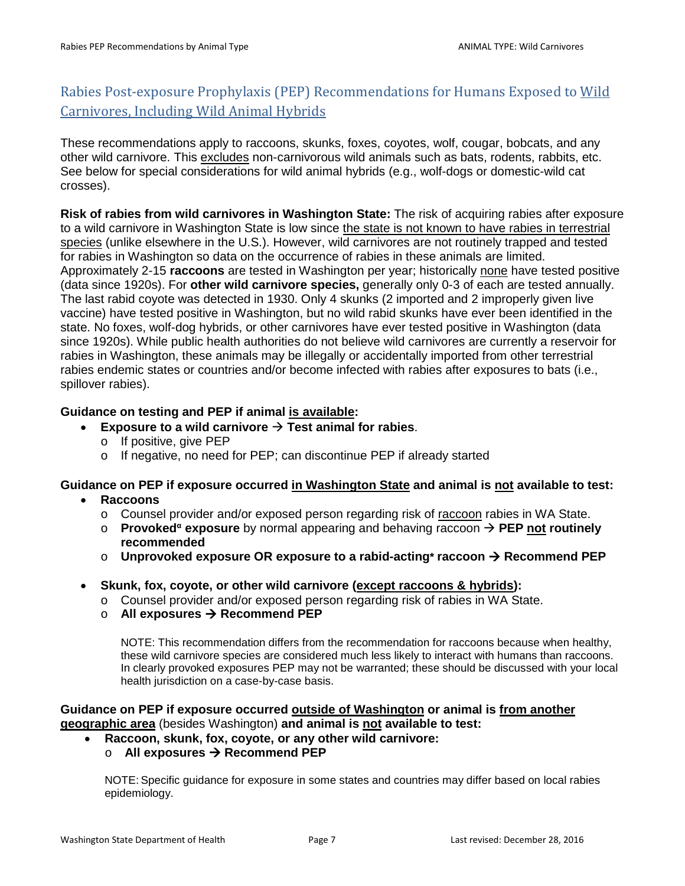## Rabies Post-exposure Prophylaxis (PEP) Recommendations for Humans Exposed to Wild Carnivores, Including Wild Animal Hybrids

These recommendations apply to raccoons, skunks, foxes, coyotes, wolf, cougar, bobcats, and any other wild carnivore. This excludes non-carnivorous wild animals such as bats, rodents, rabbits, etc. See below for special considerations for wild animal hybrids (e.g., wolf-dogs or domestic-wild cat crosses).

**Risk of rabies from wild carnivores in Washington State:** The risk of acquiring rabies after exposure to a wild carnivore in Washington State is low since the state is not known to have rabies in terrestrial species (unlike elsewhere in the U.S.). However, wild carnivores are not routinely trapped and tested for rabies in Washington so data on the occurrence of rabies in these animals are limited. Approximately 2-15 **raccoons** are tested in Washington per year; historically none have tested positive (data since 1920s). For **other wild carnivore species,** generally only 0-3 of each are tested annually. The last rabid coyote was detected in 1930. Only 4 skunks (2 imported and 2 improperly given live vaccine) have tested positive in Washington, but no wild rabid skunks have ever been identified in the state. No foxes, wolf-dog hybrids, or other carnivores have ever tested positive in Washington (data since 1920s). While public health authorities do not believe wild carnivores are currently a reservoir for rabies in Washington, these animals may be illegally or accidentally imported from other terrestrial rabies endemic states or countries and/or become infected with rabies after exposures to bats (i.e., spillover rabies).

**Guidance on testing and PEP if animal is available:**

- **Exposure to a wild carnivore → Test animal for rabies**.
  - If positive, give PEP
  - If negative, no need for PEP; can discontinue PEP if already started

**Guidance on PEP if exposure occurred in Washington State and animal is not available to test:**

- **Raccoons**
  - Counsel provider and/or exposed person regarding risk of raccoon rabies in WA State.
  - **Provoked[α] exposure** by normal appearing and behaving raccoon → **PEP not routinely recommended**
  - **Unprovoked exposure OR exposure to a rabid-acting* raccoon → Recommend PEP**

- **Skunk, fox, coyote, or other wild carnivore (except raccoons & hybrids):**
  - Counsel provider and/or exposed person regarding risk of rabies in WA State.
  - **All exposures → Recommend PEP**

  NOTE: This recommendation differs from the recommendation for raccoons because when healthy, these wild carnivore species are considered much less likely to interact with humans than raccoons. In clearly provoked exposures PEP may not be warranted; these should be discussed with your local health jurisdiction on a case-by-case basis.

**Guidance on PEP if exposure occurred outside of Washington or animal is from another geographic area** (besides Washington) **and animal is not available to test:**

- **Raccoon, skunk, fox, coyote, or any other wild carnivore:**
  - **All exposures → Recommend PEP**

NOTE: Specific guidance for exposure in some states and countries may differ based on local rabies epidemiology.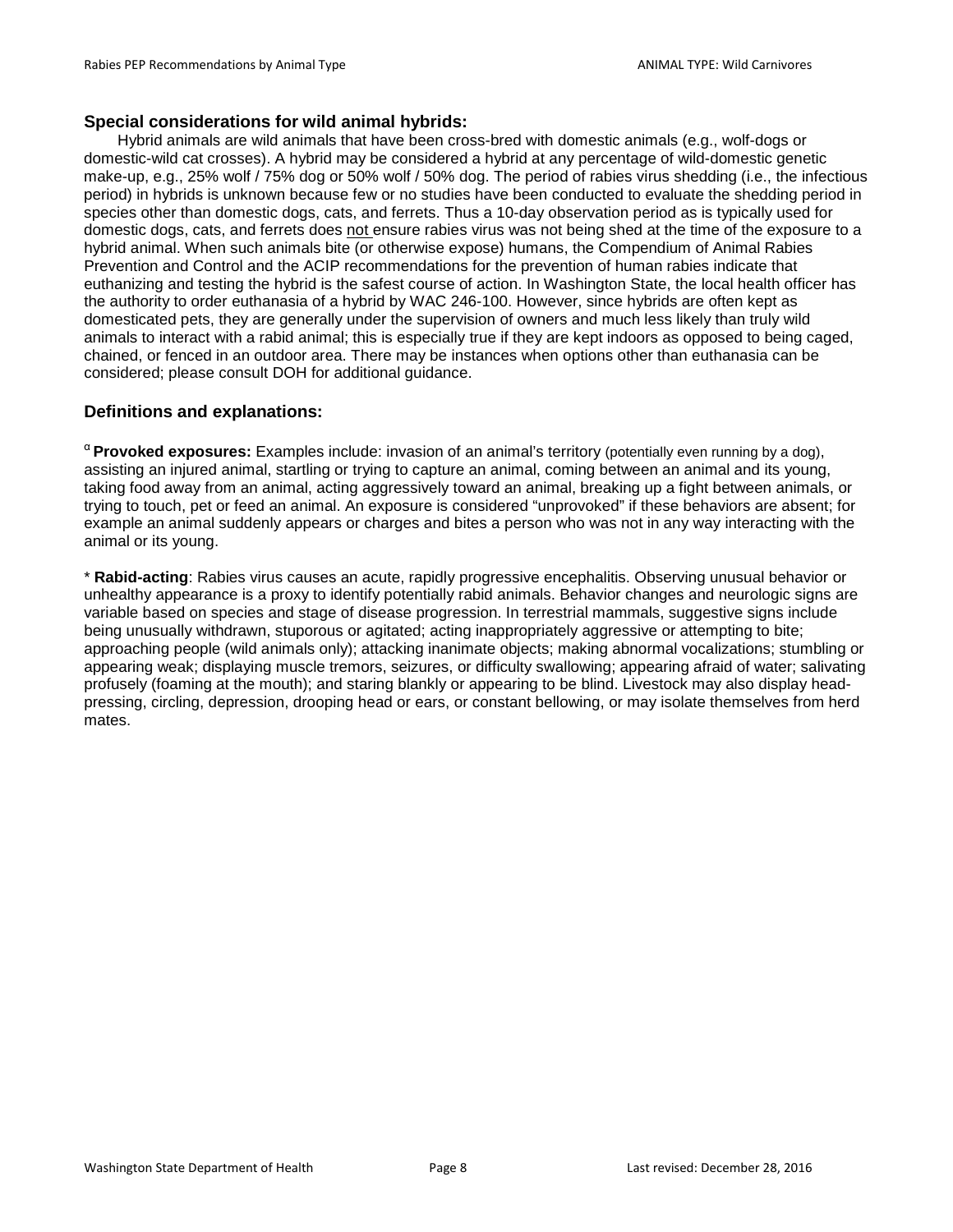### Special considerations for wild animal hybrids:

Hybrid animals are wild animals that have been cross-bred with domestic animals (e.g., wolf-dogs or domestic-wild cat crosses). A hybrid may be considered a hybrid at any percentage of wild-domestic genetic make-up, e.g., 25% wolf / 75% dog or 50% wolf / 50% dog. The period of rabies virus shedding (i.e., the infectious period) in hybrids is unknown because few or no studies have been conducted to evaluate the shedding period in species other than domestic dogs, cats, and ferrets. Thus a 10-day observation period as is typically used for domestic dogs, cats, and ferrets does not ensure rabies virus was not being shed at the time of the exposure to a hybrid animal. When such animals bite (or otherwise expose) humans, the Compendium of Animal Rabies Prevention and Control and the ACIP recommendations for the prevention of human rabies indicate that euthanizing and testing the hybrid is the safest course of action. In Washington State, the local health officer has the authority to order euthanasia of a hybrid by WAC 246-100. However, since hybrids are often kept as domesticated pets, they are generally under the supervision of owners and much less likely than truly wild animals to interact with a rabid animal; this is especially true if they are kept indoors as opposed to being caged, chained, or fenced in an outdoor area. There may be instances when options other than euthanasia can be considered; please consult DOH for additional guidance.

### Definitions and explanations:

[α] **Provoked exposures:** Examples include: invasion of an animal's territory (potentially even running by a dog), assisting an injured animal, startling or trying to capture an animal, coming between an animal and its young, taking food away from an animal, acting aggressively toward an animal, breaking up a fight between animals, or trying to touch, pet or feed an animal. An exposure is considered "unprovoked" if these behaviors are absent; for example an animal suddenly appears or charges and bites a person who was not in any way interacting with the animal or its young.

* **Rabid-acting**: Rabies virus causes an acute, rapidly progressive encephalitis. Observing unusual behavior or unhealthy appearance is a proxy to identify potentially rabid animals. Behavior changes and neurologic signs are variable based on species and stage of disease progression. In terrestrial mammals, suggestive signs include being unusually withdrawn, stuporous or agitated; acting inappropriately aggressive or attempting to bite; approaching people (wild animals only); attacking inanimate objects; making abnormal vocalizations; stumbling or appearing weak; displaying muscle tremors, seizures, or difficulty swallowing; appearing afraid of water; salivating profusely (foaming at the mouth); and staring blankly or appearing to be blind. Livestock may also display head-pressing, circling, depression, drooping head or ears, or constant bellowing, or may isolate themselves from herd mates.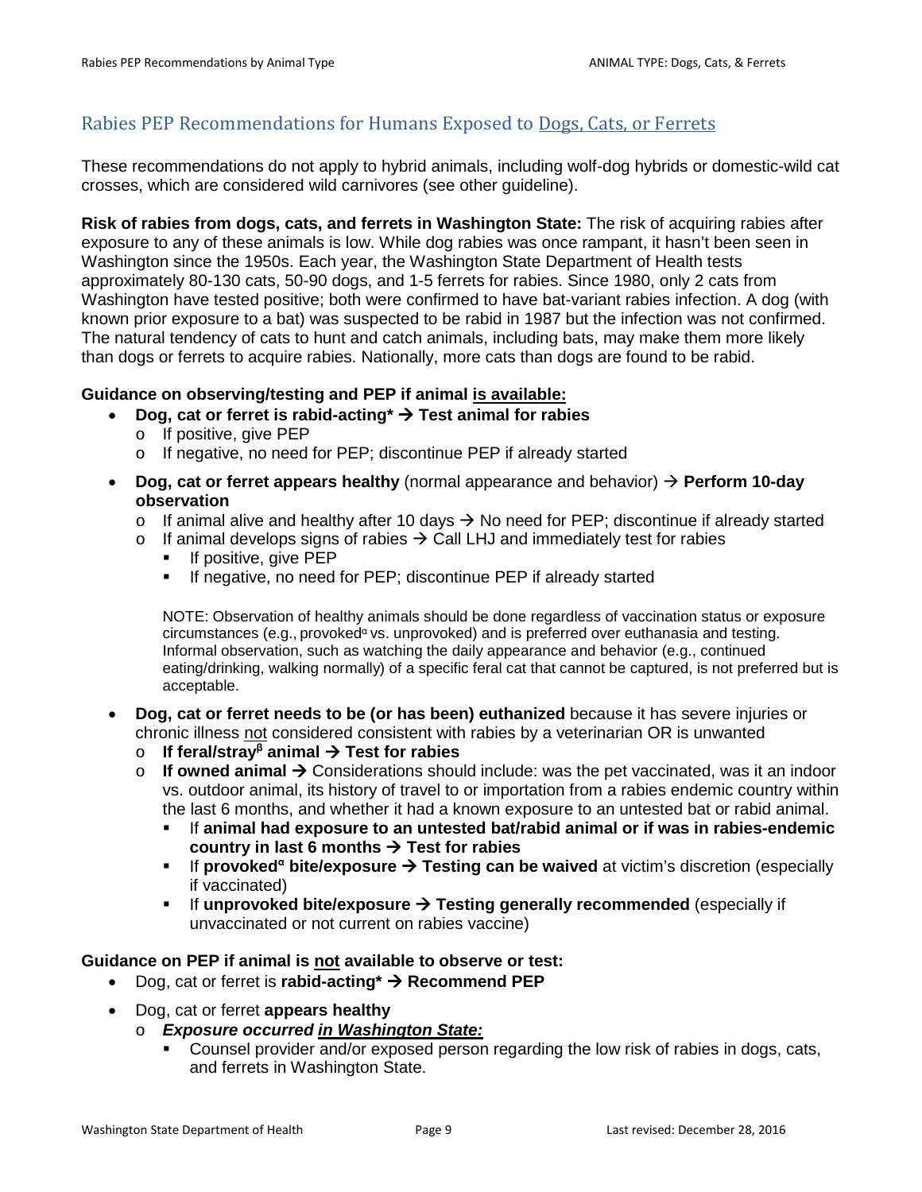## Rabies PEP Recommendations for Humans Exposed to Dogs, Cats, or Ferrets

These recommendations do not apply to hybrid animals, including wolf-dog hybrids or domestic-wild cat crosses, which are considered wild carnivores (see other guideline).

**Risk of rabies from dogs, cats, and ferrets in Washington State:** The risk of acquiring rabies after exposure to any of these animals is low. While dog rabies was once rampant, it hasn't been seen in Washington since the 1950s. Each year, the Washington State Department of Health tests approximately 80-130 cats, 50-90 dogs, and 1-5 ferrets for rabies. Since 1980, only 2 cats from Washington have tested positive; both were confirmed to have bat-variant rabies infection. A dog (with known prior exposure to a bat) was suspected to be rabid in 1987 but the infection was not confirmed. The natural tendency of cats to hunt and catch animals, including bats, may make them more likely than dogs or ferrets to acquire rabies. Nationally, more cats than dogs are found to be rabid.

**Guidance on observing/testing and PEP if animal is available:**

- **Dog, cat or ferret is rabid-acting* → Test animal for rabies**
  - If positive, give PEP
  - If negative, no need for PEP; discontinue PEP if already started
- **Dog, cat or ferret appears healthy** (normal appearance and behavior) → **Perform 10-day observation**
  - If animal alive and healthy after 10 days → No need for PEP; discontinue if already started
  - If animal develops signs of rabies → Call LHJ and immediately test for rabies
    - If positive, give PEP
    - If negative, no need for PEP; discontinue PEP if already started

  NOTE: Observation of healthy animals should be done regardless of vaccination status or exposure circumstances (e.g., provoked[α] vs. unprovoked) and is preferred over euthanasia and testing. Informal observation, such as watching the daily appearance and behavior (e.g., continued eating/drinking, walking normally) of a specific feral cat that cannot be captured, is not preferred but is acceptable.
- **Dog, cat or ferret needs to be (or has been) euthanized** because it has severe injuries or chronic illness not considered consistent with rabies by a veterinarian OR is unwanted
  - **If feral/stray[β] animal → Test for rabies**
  - **If owned animal →** Considerations should include: was the pet vaccinated, was it an indoor vs. outdoor animal, its history of travel to or importation from a rabies endemic country within the last 6 months, and whether it had a known exposure to an untested bat or rabid animal.
    - If **animal had exposure to an untested bat/rabid animal or if was in rabies-endemic country in last 6 months → Test for rabies**
    - If **provoked[α] bite/exposure → Testing can be waived** at victim's discretion (especially if vaccinated)
    - If **unprovoked bite/exposure → Testing generally recommended** (especially if unvaccinated or not current on rabies vaccine)

**Guidance on PEP if animal is not available to observe or test:**

- Dog, cat or ferret is **rabid-acting* → Recommend PEP**
- Dog, cat or ferret **appears healthy**
  - ***Exposure occurred in Washington State:***
    - Counsel provider and/or exposed person regarding the low risk of rabies in dogs, cats, and ferrets in Washington State.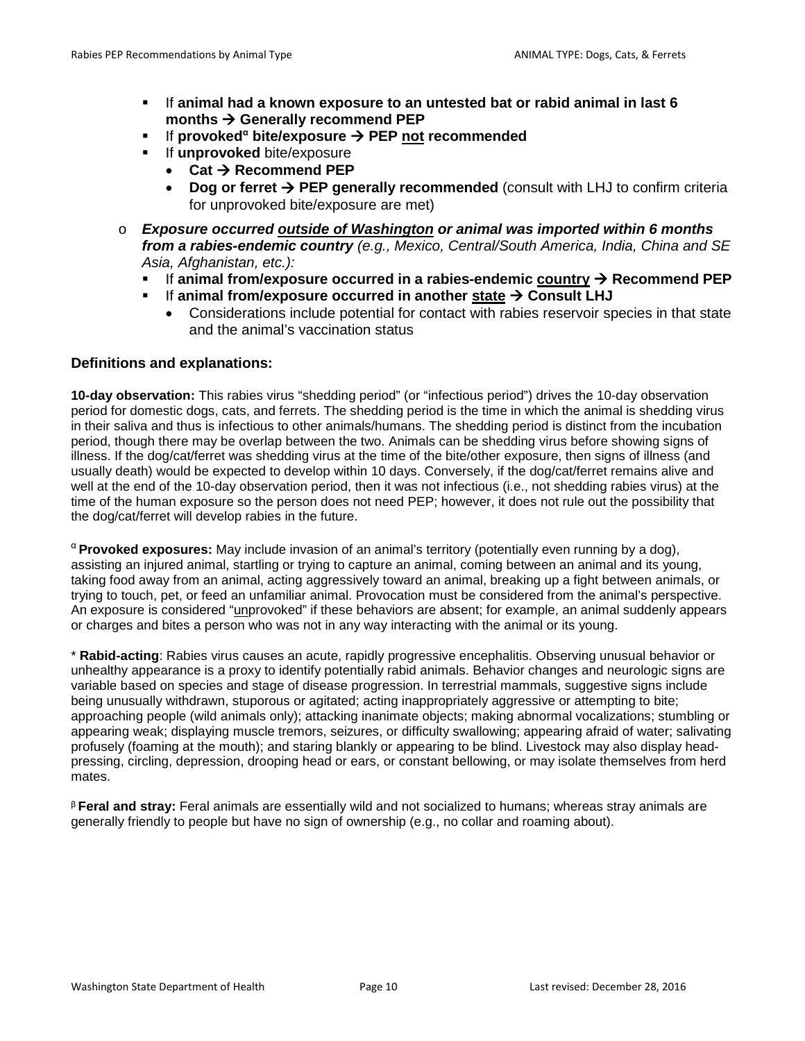- If **animal had a known exposure to an untested bat or rabid animal in last 6 months → Generally recommend PEP**
- If **provoked[α] bite/exposure → PEP not recommended**
- If **unprovoked** bite/exposure
  - **Cat → Recommend PEP**
  - **Dog or ferret → PEP generally recommended** (consult with LHJ to confirm criteria for unprovoked bite/exposure are met)

- ***Exposure occurred outside of Washington or animal was imported within 6 months from a rabies-endemic country*** *(e.g., Mexico, Central/South America, India, China and SE Asia, Afghanistan, etc.):*
  - If **animal from/exposure occurred in a rabies-endemic country → Recommend PEP**
  - If **animal from/exposure occurred in another state → Consult LHJ**
    - Considerations include potential for contact with rabies reservoir species in that state and the animal's vaccination status

### Definitions and explanations:

**10-day observation:** This rabies virus "shedding period" (or "infectious period") drives the 10-day observation period for domestic dogs, cats, and ferrets. The shedding period is the time in which the animal is shedding virus in their saliva and thus is infectious to other animals/humans. The shedding period is distinct from the incubation period, though there may be overlap between the two. Animals can be shedding virus before showing signs of illness. If the dog/cat/ferret was shedding virus at the time of the bite/other exposure, then signs of illness (and usually death) would be expected to develop within 10 days. Conversely, if the dog/cat/ferret remains alive and well at the end of the 10-day observation period, then it was not infectious (i.e., not shedding rabies virus) at the time of the human exposure so the person does not need PEP; however, it does not rule out the possibility that the dog/cat/ferret will develop rabies in the future.

[α] **Provoked exposures:** May include invasion of an animal's territory (potentially even running by a dog), assisting an injured animal, startling or trying to capture an animal, coming between an animal and its young, taking food away from an animal, acting aggressively toward an animal, breaking up a fight between animals, or trying to touch, pet, or feed an unfamiliar animal. Provocation must be considered from the animal's perspective. An exposure is considered "unprovoked" if these behaviors are absent; for example, an animal suddenly appears or charges and bites a person who was not in any way interacting with the animal or its young.

\* **Rabid-acting**: Rabies virus causes an acute, rapidly progressive encephalitis. Observing unusual behavior or unhealthy appearance is a proxy to identify potentially rabid animals. Behavior changes and neurologic signs are variable based on species and stage of disease progression. In terrestrial mammals, suggestive signs include being unusually withdrawn, stuporous or agitated; acting inappropriately aggressive or attempting to bite; approaching people (wild animals only); attacking inanimate objects; making abnormal vocalizations; stumbling or appearing weak; displaying muscle tremors, seizures, or difficulty swallowing; appearing afraid of water; salivating profusely (foaming at the mouth); and staring blankly or appearing to be blind. Livestock may also display head-pressing, circling, depression, drooping head or ears, or constant bellowing, or may isolate themselves from herd mates.

[β] **Feral and stray:** Feral animals are essentially wild and not socialized to humans; whereas stray animals are generally friendly to people but have no sign of ownership (e.g., no collar and roaming about).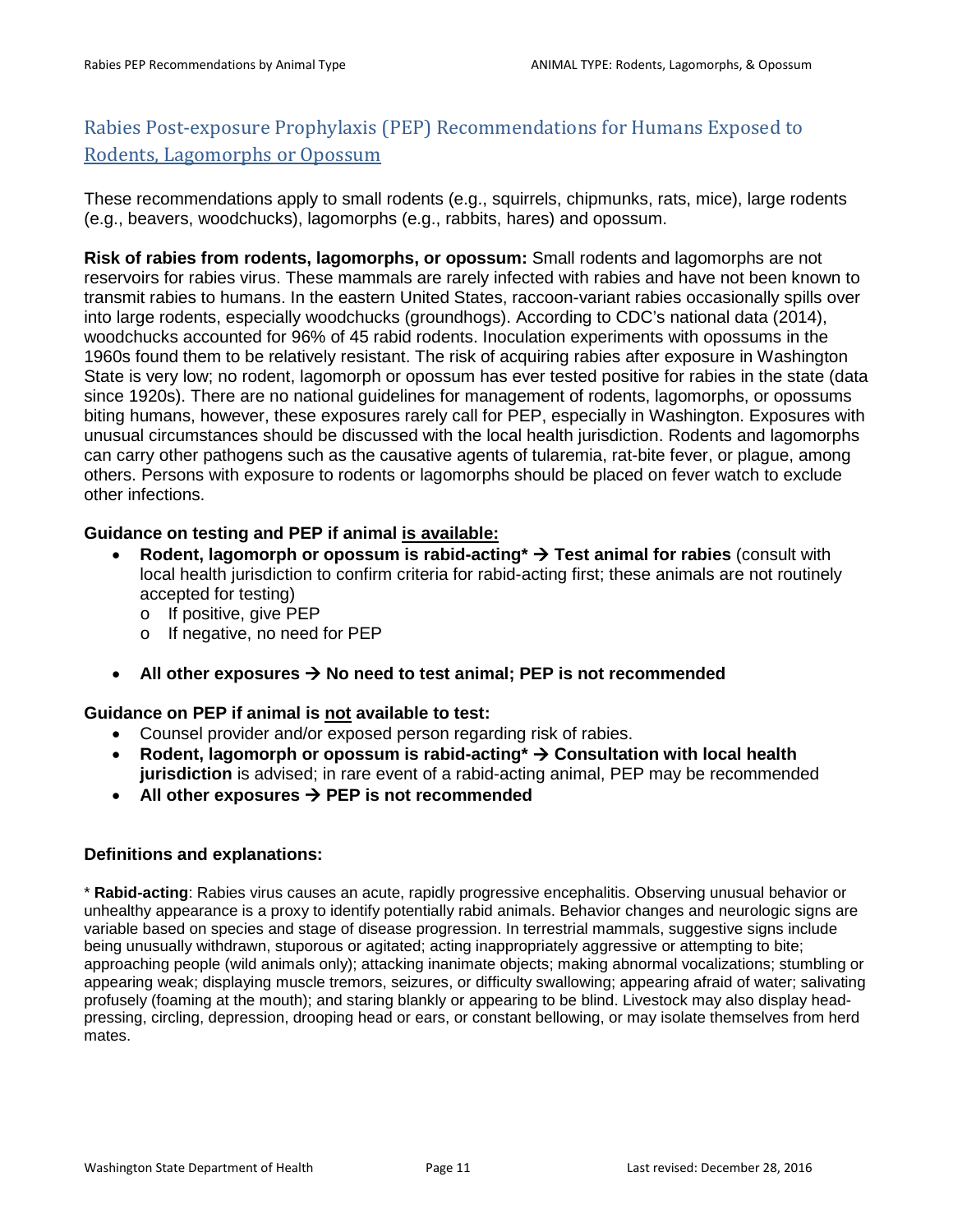## Rabies Post-exposure Prophylaxis (PEP) Recommendations for Humans Exposed to Rodents, Lagomorphs or Opossum

These recommendations apply to small rodents (e.g., squirrels, chipmunks, rats, mice), large rodents (e.g., beavers, woodchucks), lagomorphs (e.g., rabbits, hares) and opossum.

**Risk of rabies from rodents, lagomorphs, or opossum:** Small rodents and lagomorphs are not reservoirs for rabies virus. These mammals are rarely infected with rabies and have not been known to transmit rabies to humans. In the eastern United States, raccoon-variant rabies occasionally spills over into large rodents, especially woodchucks (groundhogs). According to CDC's national data (2014), woodchucks accounted for 96% of 45 rabid rodents. Inoculation experiments with opossums in the 1960s found them to be relatively resistant. The risk of acquiring rabies after exposure in Washington State is very low; no rodent, lagomorph or opossum has ever tested positive for rabies in the state (data since 1920s). There are no national guidelines for management of rodents, lagomorphs, or opossums biting humans, however, these exposures rarely call for PEP, especially in Washington. Exposures with unusual circumstances should be discussed with the local health jurisdiction. Rodents and lagomorphs can carry other pathogens such as the causative agents of tularemia, rat-bite fever, or plague, among others. Persons with exposure to rodents or lagomorphs should be placed on fever watch to exclude other infections.

**Guidance on testing and PEP if animal <u>is available:</u>**

- **Rodent, lagomorph or opossum is rabid-acting* → Test animal for rabies** (consult with local health jurisdiction to confirm criteria for rabid-acting first; these animals are not routinely accepted for testing)
  - If positive, give PEP
  - If negative, no need for PEP

- **All other exposures → No need to test animal; PEP is not recommended**

**Guidance on PEP if animal <u>not</u> available to test:**

- Counsel provider and/or exposed person regarding risk of rabies.
- **Rodent, lagomorph or opossum is rabid-acting* → Consultation with local health jurisdiction** is advised; in rare event of a rabid-acting animal, PEP may be recommended
- **All other exposures → PEP is not recommended**

**Definitions and explanations:**

* **Rabid-acting**: Rabies virus causes an acute, rapidly progressive encephalitis. Observing unusual behavior or unhealthy appearance is a proxy to identify potentially rabid animals. Behavior changes and neurologic signs are variable based on species and stage of disease progression. In terrestrial mammals, suggestive signs include being unusually withdrawn, stuporous or agitated; acting inappropriately aggressive or attempting to bite; approaching people (wild animals only); attacking inanimate objects; making abnormal vocalizations; stumbling or appearing weak; displaying muscle tremors, seizures, or difficulty swallowing; appearing afraid of water; salivating profusely (foaming at the mouth); and staring blankly or appearing to be blind. Livestock may also display head-pressing, circling, depression, drooping head or ears, or constant bellowing, or may isolate themselves from herd mates.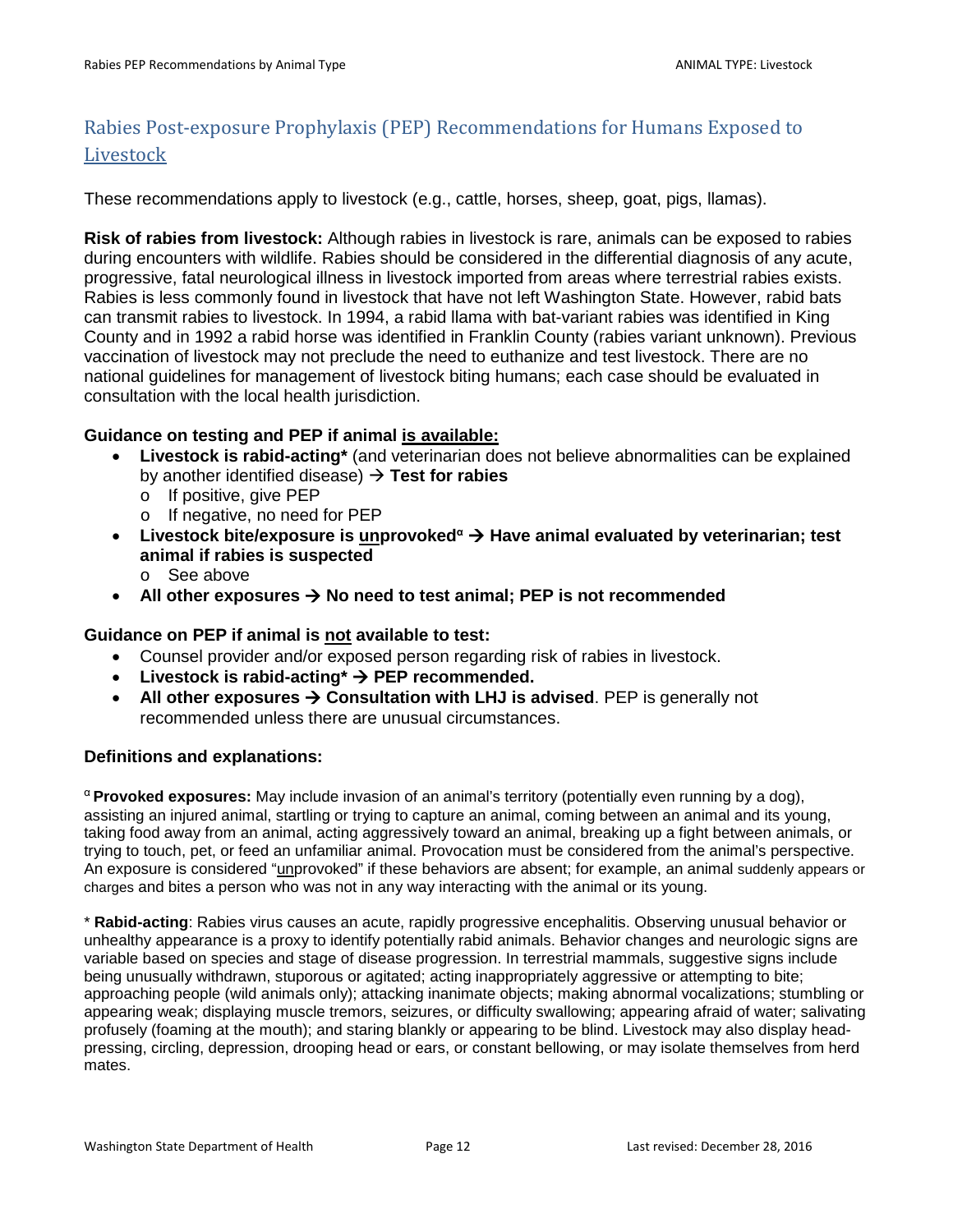## Rabies Post-exposure Prophylaxis (PEP) Recommendations for Humans Exposed to Livestock

These recommendations apply to livestock (e.g., cattle, horses, sheep, goat, pigs, llamas).

**Risk of rabies from livestock:** Although rabies in livestock is rare, animals can be exposed to rabies during encounters with wildlife. Rabies should be considered in the differential diagnosis of any acute, progressive, fatal neurological illness in livestock imported from areas where terrestrial rabies exists. Rabies is less commonly found in livestock that have not left Washington State. However, rabid bats can transmit rabies to livestock. In 1994, a rabid llama with bat-variant rabies was identified in King County and in 1992 a rabid horse was identified in Franklin County (rabies variant unknown). Previous vaccination of livestock may not preclude the need to euthanize and test livestock. There are no national guidelines for management of livestock biting humans; each case should be evaluated in consultation with the local health jurisdiction.

**Guidance on testing and PEP if animal <u>is available:</u>**

- **Livestock is rabid-acting*** (and veterinarian does not believe abnormalities can be explained by another identified disease) → **Test for rabies**
  - o If positive, give PEP
  - o If negative, no need for PEP
- **Livestock bite/exposure is <u>un</u>provoked[α] → Have animal evaluated by veterinarian; test animal if rabies is suspected**
  - o See above
- **All other exposures → No need to test animal; PEP is not recommended**

**Guidance on PEP if animal is <u>not</u> available to test:**

- Counsel provider and/or exposed person regarding risk of rabies in livestock.
- **Livestock is rabid-acting* → PEP recommended.**
- **All other exposures → Consultation with LHJ is advised**. PEP is generally not recommended unless there are unusual circumstances.

**Definitions and explanations:**

[α] **Provoked exposures:** May include invasion of an animal's territory (potentially even running by a dog), assisting an injured animal, startling or trying to capture an animal, coming between an animal and its young, taking food away from an animal, acting aggressively toward an animal, breaking up a fight between animals, or trying to touch, pet, or feed an unfamiliar animal. Provocation must be considered from the animal's perspective. An exposure is considered "<u>un</u>provoked" if these behaviors are absent; for example, an animal suddenly appears or charges and bites a person who was not in any way interacting with the animal or its young.

\* **Rabid-acting**: Rabies virus causes an acute, rapidly progressive encephalitis. Observing unusual behavior or unhealthy appearance is a proxy to identify potentially rabid animals. Behavior changes and neurologic signs are variable based on species and stage of disease progression. In terrestrial mammals, suggestive signs include being unusually withdrawn, stuporous or agitated; acting inappropriately aggressive or attempting to bite; approaching people (wild animals only); attacking inanimate objects; making abnormal vocalizations; stumbling or appearing weak; displaying muscle tremors, seizures, or difficulty swallowing; appearing afraid of water; salivating profusely (foaming at the mouth); and staring blankly or appearing to be blind. Livestock may also display head-pressing, circling, depression, drooping head or ears, or constant bellowing, or may isolate themselves from herd mates.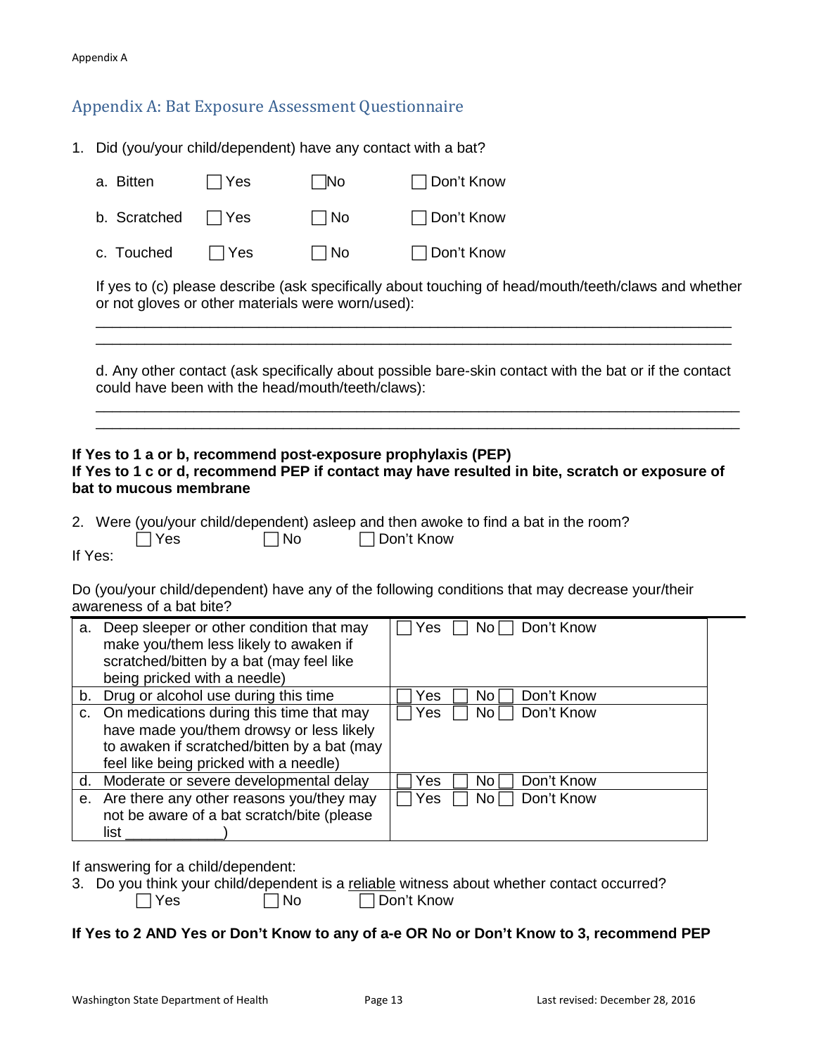## Appendix A: Bat Exposure Assessment Questionnaire

1. Did (you/your child/dependent) have any contact with a bat?

   a. Bitten ☐ Yes ☐ No ☐ Don't Know

   b. Scratched ☐ Yes ☐ No ☐ Don't Know

   c. Touched ☐ Yes ☐ No ☐ Don't Know

   If yes to (c) please describe (ask specifically about touching of head/mouth/teeth/claws and whether or not gloves or other materials were worn/used):

   ______________________________________________________________________________
   ______________________________________________________________________________

   d. Any other contact (ask specifically about possible bare-skin contact with the bat or if the contact could have been with the head/mouth/teeth/claws):

   ______________________________________________________________________________
   ______________________________________________________________________________

**If Yes to 1 a or b, recommend post-exposure prophylaxis (PEP)**
**If Yes to 1 c or d, recommend PEP if contact may have resulted in bite, scratch or exposure of bat to mucous membrane**

2. Were (you/your child/dependent) asleep and then awoke to find a bat in the room?
   ☐ Yes ☐ No ☐ Don't Know

If Yes:

Do (you/your child/dependent) have any of the following conditions that may decrease your/their awareness of a bat bite?

| | |
|---|---|
| a. Deep sleeper or other condition that may make you/them less likely to awaken if scratched/bitten by a bat (may feel like being pricked with a needle) | ☐ Yes ☐ No ☐ Don't Know |
| b. Drug or alcohol use during this time | ☐ Yes ☐ No ☐ Don't Know |
| c. On medications during this time that may have made you/them drowsy or less likely to awaken if scratched/bitten by a bat (may feel like being pricked with a needle) | ☐ Yes ☐ No ☐ Don't Know |
| d. Moderate or severe developmental delay | ☐ Yes ☐ No ☐ Don't Know |
| e. Are there any other reasons you/they may not be aware of a bat scratch/bite (please list ____________) | ☐ Yes ☐ No ☐ Don't Know |

If answering for a child/dependent:

3. Do you think your child/dependent is a <u>reliable</u> witness about whether contact occurred?
   ☐ Yes ☐ No ☐ Don't Know

**If Yes to 2 AND Yes or Don't Know to any of a-e OR No or Don't Know to 3, recommend PEP**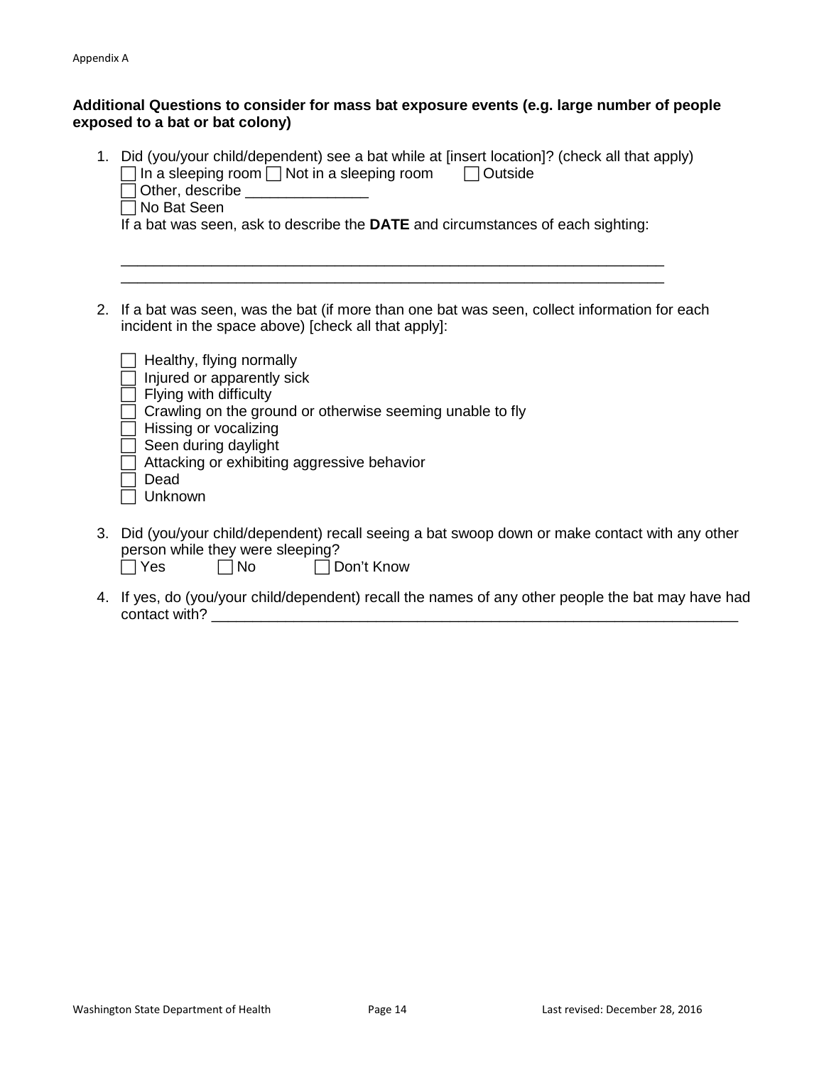**Additional Questions to consider for mass bat exposure events (e.g. large number of people exposed to a bat or bat colony)**

1. Did (you/your child/dependent) see a bat while at [insert location]? (check all that apply)
   ☐ In a sleeping room ☐ Not in a sleeping room ☐ Outside
   ☐ Other, describe _______________
   ☐ No Bat Seen
   If a bat was seen, ask to describe the **DATE** and circumstances of each sighting:

   ____________________________________________________________________
   ____________________________________________________________________

2. If a bat was seen, was the bat (if more than one bat was seen, collect information for each incident in the space above) [check all that apply]:

   ☐ Healthy, flying normally
   ☐ Injured or apparently sick
   ☐ Flying with difficulty
   ☐ Crawling on the ground or otherwise seeming unable to fly
   ☐ Hissing or vocalizing
   ☐ Seen during daylight
   ☐ Attacking or exhibiting aggressive behavior
   ☐ Dead
   ☐ Unknown

3. Did (you/your child/dependent) recall seeing a bat swoop down or make contact with any other person while they were sleeping?
   ☐ Yes ☐ No ☐ Don't Know

4. If yes, do (you/your child/dependent) recall the names of any other people the bat may have had contact with? ____________________________________________________________________